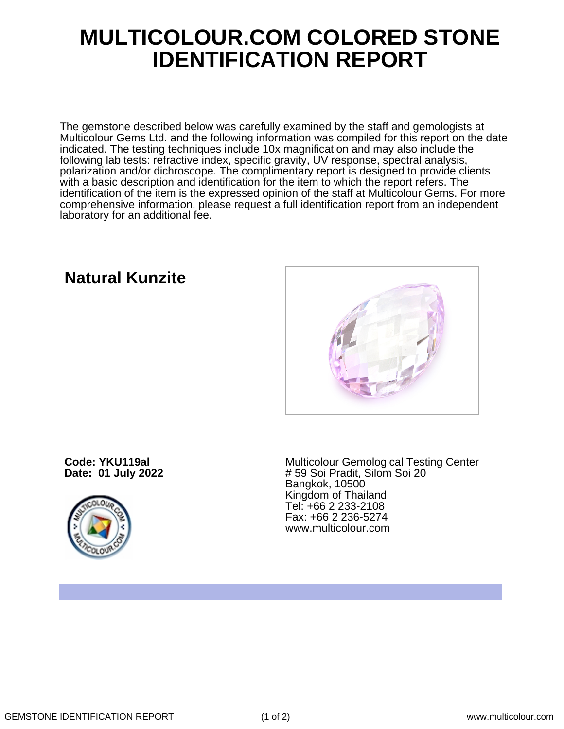# MULTICOLOUR.COM COLORED STONE IDENTIFICATION REPORT

The gemstone described below was carefully examined by the staff and gemologists at Multicolour Gems Ltd. and the following information was compiled for this report on the date indicated. The testing techniques include 10x magnification and may also include the following lab tests: refractive index, specific gravity, UV response, spectral analysis, polarization and/or dichroscope. The complimentary report is designed to provide clients with a basic description and identification for the item to which the report refers. The identification of the item is the expressed opinion of the staff at Multicolour Gems. For more comprehensive information, please request a full identification report from an independent laboratory for an additional fee.

## Natural Kunzite

**Code: YKU119al**
**Date: 01 July 2022**

Multicolour Gemological Testing Center
# 59 Soi Pradit, Silom Soi 20
Bangkok, 10500
Kingdom of Thailand
Tel: +66 2 233-2108
Fax: +66 2 236-5274
www.multicolour.com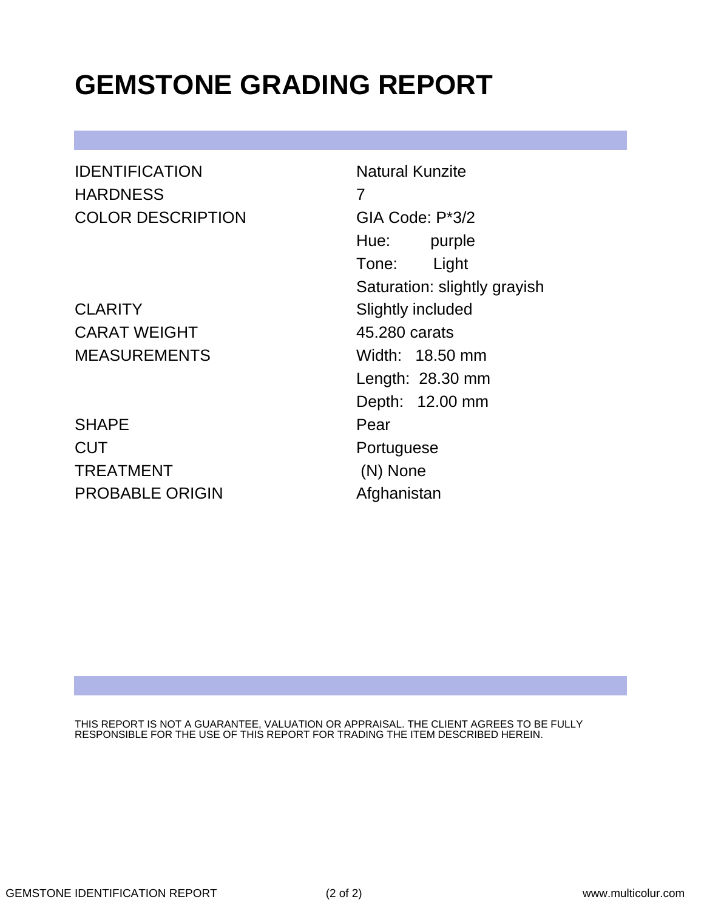# GEMSTONE GRADING REPORT

| | |
|---|---|
| IDENTIFICATION | Natural Kunzite |
| HARDNESS | 7 |
| COLOR DESCRIPTION | GIA Code: P*3/2 |
| | Hue: purple |
| | Tone: Light |
| | Saturation: slightly grayish |
| CLARITY | Slightly included |
| CARAT WEIGHT | 45.280 carats |
| MEASUREMENTS | Width: 18.50 mm |
| | Length: 28.30 mm |
| | Depth: 12.00 mm |
| SHAPE | Pear |
| CUT | Portuguese |
| TREATMENT | (N) None |
| PROBABLE ORIGIN | Afghanistan |

THIS REPORT IS NOT A GUARANTEE, VALUATION OR APPRAISAL. THE CLIENT AGREES TO BE FULLY RESPONSIBLE FOR THE USE OF THIS REPORT FOR TRADING THE ITEM DESCRIBED HEREIN.